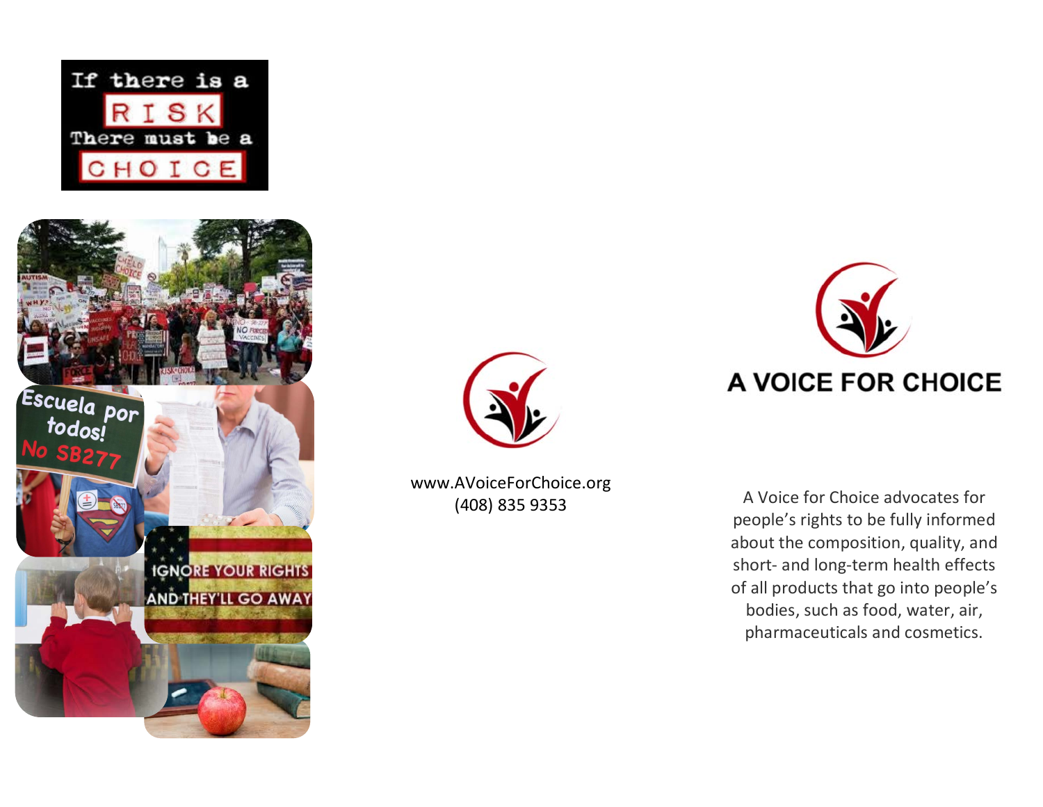If there is a RISK There must be a CHOICE

Escuela por todos! No SB277

IGNORE YOUR RIGHTS AND THEY'LL GO AWAY

www.AVoiceForChoice.org
(408) 835 9353

# A VOICE FOR CHOICE

A Voice for Choice advocates for people's rights to be fully informed about the composition, quality, and short- and long-term health effects of all products that go into people's bodies, such as food, water, air, pharmaceuticals and cosmetics.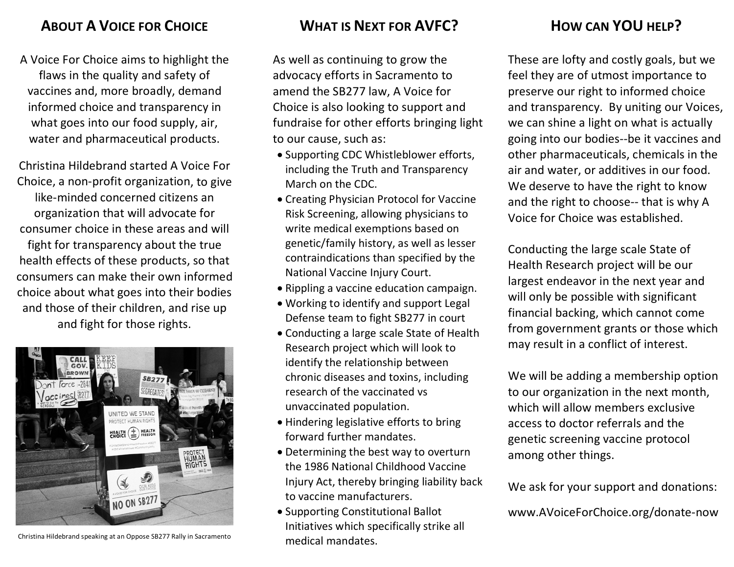## About A Voice for Choice

A Voice For Choice aims to highlight the flaws in the quality and safety of vaccines and, more broadly, demand informed choice and transparency in what goes into our food supply, air, water and pharmaceutical products.

Christina Hildebrand started A Voice For Choice, a non-profit organization, to give like-minded concerned citizens an organization that will advocate for consumer choice in these areas and will fight for transparency about the true health effects of these products, so that consumers can make their own informed choice about what goes into their bodies and those of their children, and rise up and fight for those rights.

Christina Hildebrand speaking at an Oppose SB277 Rally in Sacramento

## What is Next for AVFC?

As well as continuing to grow the advocacy efforts in Sacramento to amend the SB277 law, A Voice for Choice is also looking to support and fundraise for other efforts bringing light to our cause, such as:

- Supporting CDC Whistleblower efforts, including the Truth and Transparency March on the CDC.
- Creating Physician Protocol for Vaccine Risk Screening, allowing physicians to write medical exemptions based on genetic/family history, as well as lesser contraindications than specified by the National Vaccine Injury Court.
- Rippling a vaccine education campaign.
- Working to identify and support Legal Defense team to fight SB277 in court
- Conducting a large scale State of Health Research project which will look to identify the relationship between chronic diseases and toxins, including research of the vaccinated vs unvaccinated population.
- Hindering legislative efforts to bring forward further mandates.
- Determining the best way to overturn the 1986 National Childhood Vaccine Injury Act, thereby bringing liability back to vaccine manufacturers.
- Supporting Constitutional Ballot Initiatives which specifically strike all medical mandates.

## How can YOU help?

These are lofty and costly goals, but we feel they are of utmost importance to preserve our right to informed choice and transparency. By uniting our Voices, we can shine a light on what is actually going into our bodies--be it vaccines and other pharmaceuticals, chemicals in the air and water, or additives in our food. We deserve to have the right to know and the right to choose-- that is why A Voice for Choice was established.

Conducting the large scale State of Health Research project will be our largest endeavor in the next year and will only be possible with significant financial backing, which cannot come from government grants or those which may result in a conflict of interest.

We will be adding a membership option to our organization in the next month, which will allow members exclusive access to doctor referrals and the genetic screening vaccine protocol among other things.

We ask for your support and donations:

www.AVoiceForChoice.org/donate-now